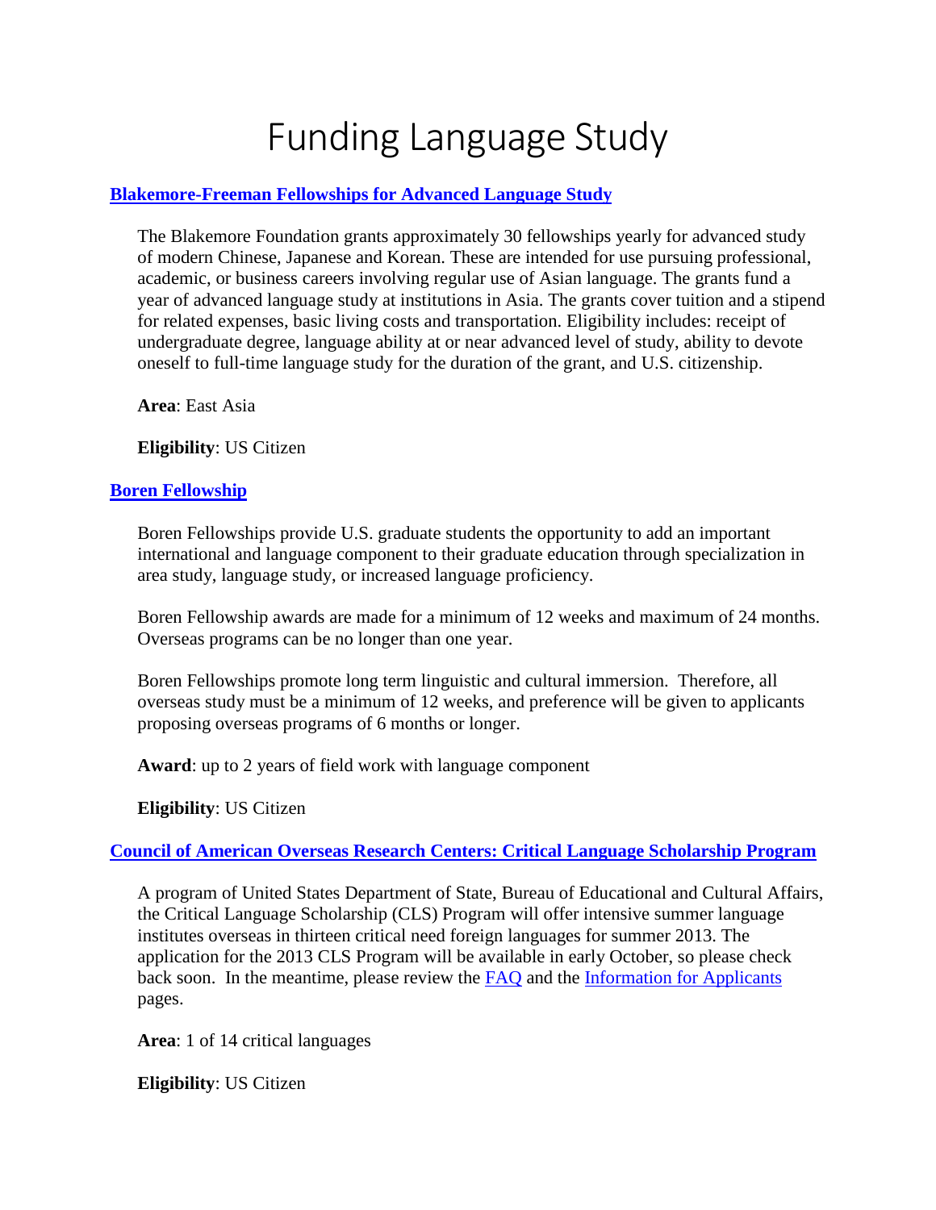# Funding Language Study

## [Blakemore-Freeman Fellowships for Advanced Language Study]()

The Blakemore Foundation grants approximately 30 fellowships yearly for advanced study of modern Chinese, Japanese and Korean. These are intended for use pursuing professional, academic, or business careers involving regular use of Asian language. The grants fund a year of advanced language study at institutions in Asia. The grants cover tuition and a stipend for related expenses, basic living costs and transportation. Eligibility includes: receipt of undergraduate degree, language ability at or near advanced level of study, ability to devote oneself to full-time language study for the duration of the grant, and U.S. citizenship.

**Area**: East Asia

**Eligibility**: US Citizen

## [Boren Fellowship]()

Boren Fellowships provide U.S. graduate students the opportunity to add an important international and language component to their graduate education through specialization in area study, language study, or increased language proficiency.

Boren Fellowship awards are made for a minimum of 12 weeks and maximum of 24 months. Overseas programs can be no longer than one year.

Boren Fellowships promote long term linguistic and cultural immersion. Therefore, all overseas study must be a minimum of 12 weeks, and preference will be given to applicants proposing overseas programs of 6 months or longer.

**Award**: up to 2 years of field work with language component

**Eligibility**: US Citizen

## [Council of American Overseas Research Centers: Critical Language Scholarship Program]()

A program of United States Department of State, Bureau of Educational and Cultural Affairs, the Critical Language Scholarship (CLS) Program will offer intensive summer language institutes overseas in thirteen critical need foreign languages for summer 2013. The application for the 2013 CLS Program will be available in early October, so please check back soon. In the meantime, please review the [FAQ]() and the [Information for Applicants]() pages.

**Area**: 1 of 14 critical languages

**Eligibility**: US Citizen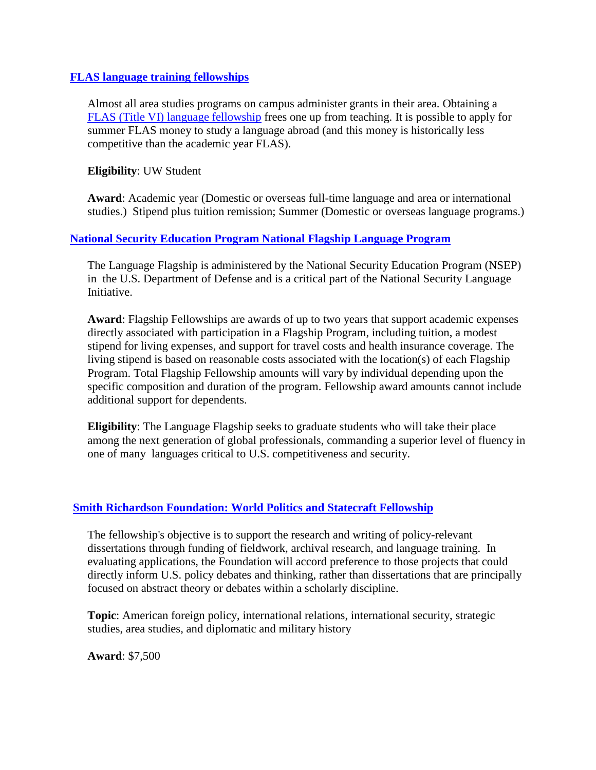### FLAS language training fellowships

Almost all area studies programs on campus administer grants in their area. Obtaining a FLAS (Title VI) language fellowship frees one up from teaching. It is possible to apply for summer FLAS money to study a language abroad (and this money is historically less competitive than the academic year FLAS).

**Eligibility**: UW Student

**Award**: Academic year (Domestic or overseas full-time language and area or international studies.) Stipend plus tuition remission; Summer (Domestic or overseas language programs.)

### National Security Education Program National Flagship Language Program

The Language Flagship is administered by the National Security Education Program (NSEP) in the U.S. Department of Defense and is a critical part of the National Security Language Initiative.

**Award**: Flagship Fellowships are awards of up to two years that support academic expenses directly associated with participation in a Flagship Program, including tuition, a modest stipend for living expenses, and support for travel costs and health insurance coverage. The living stipend is based on reasonable costs associated with the location(s) of each Flagship Program. Total Flagship Fellowship amounts will vary by individual depending upon the specific composition and duration of the program. Fellowship award amounts cannot include additional support for dependents.

**Eligibility**: The Language Flagship seeks to graduate students who will take their place among the next generation of global professionals, commanding a superior level of fluency in one of many languages critical to U.S. competitiveness and security.

### Smith Richardson Foundation: World Politics and Statecraft Fellowship

The fellowship's objective is to support the research and writing of policy-relevant dissertations through funding of fieldwork, archival research, and language training. In evaluating applications, the Foundation will accord preference to those projects that could directly inform U.S. policy debates and thinking, rather than dissertations that are principally focused on abstract theory or debates within a scholarly discipline.

**Topic**: American foreign policy, international relations, international security, strategic studies, area studies, and diplomatic and military history

**Award**: $7,500